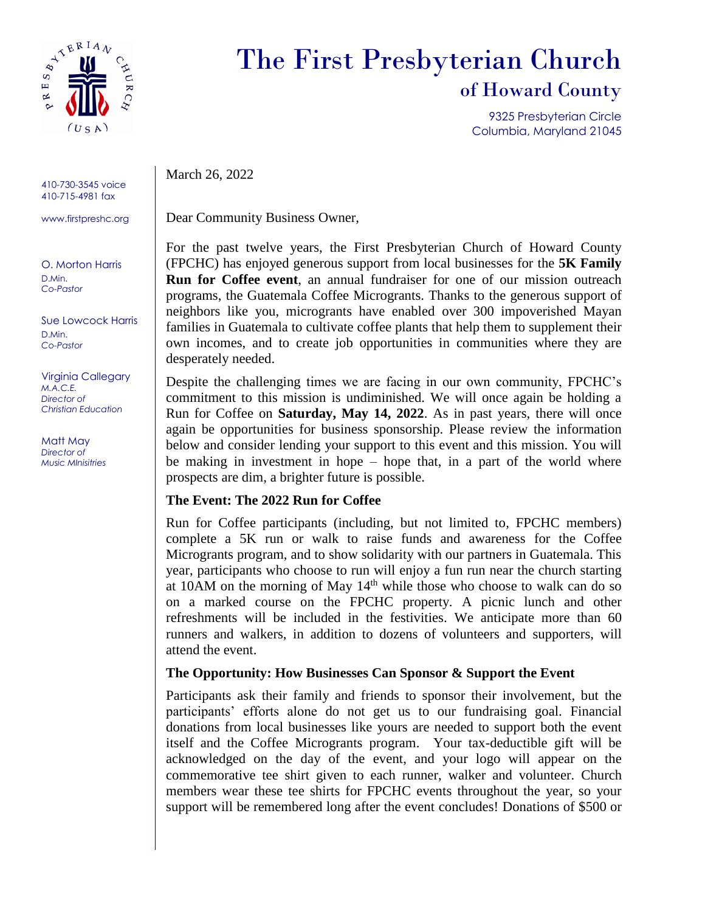# The First Presbyterian Church

## of Howard County

9325 Presbyterian Circle
Columbia, Maryland 21045

410-730-3545 voice
410-715-4981 fax

www.firstpreshc.org

O. Morton Harris
D.Min.
*Co-Pastor*

Sue Lowcock Harris
D.Min.
*Co-Pastor*

Virginia Callegary
*M.A.C.E.*
*Director of Christian Education*

Matt May
*Director of Music MInisitries*

March 26, 2022

Dear Community Business Owner,

For the past twelve years, the First Presbyterian Church of Howard County (FPCHC) has enjoyed generous support from local businesses for the **5K Family Run for Coffee event**, an annual fundraiser for one of our mission outreach programs, the Guatemala Coffee Microgrants. Thanks to the generous support of neighbors like you, microgrants have enabled over 300 impoverished Mayan families in Guatemala to cultivate coffee plants that help them to supplement their own incomes, and to create job opportunities in communities where they are desperately needed.

Despite the challenging times we are facing in our own community, FPCHC's commitment to this mission is undiminished. We will once again be holding a Run for Coffee on **Saturday, May 14, 2022**. As in past years, there will once again be opportunities for business sponsorship. Please review the information below and consider lending your support to this event and this mission. You will be making in investment in hope – hope that, in a part of the world where prospects are dim, a brighter future is possible.

### The Event: The 2022 Run for Coffee

Run for Coffee participants (including, but not limited to, FPCHC members) complete a 5K run or walk to raise funds and awareness for the Coffee Microgrants program, and to show solidarity with our partners in Guatemala. This year, participants who choose to run will enjoy a fun run near the church starting at 10AM on the morning of May 14th while those who choose to walk can do so on a marked course on the FPCHC property. A picnic lunch and other refreshments will be included in the festivities. We anticipate more than 60 runners and walkers, in addition to dozens of volunteers and supporters, will attend the event.

### The Opportunity: How Businesses Can Sponsor & Support the Event

Participants ask their family and friends to sponsor their involvement, but the participants' efforts alone do not get us to our fundraising goal. Financial donations from local businesses like yours are needed to support both the event itself and the Coffee Microgrants program. Your tax-deductible gift will be acknowledged on the day of the event, and your logo will appear on the commemorative tee shirt given to each runner, walker and volunteer. Church members wear these tee shirts for FPCHC events throughout the year, so your support will be remembered long after the event concludes! Donations of $500 or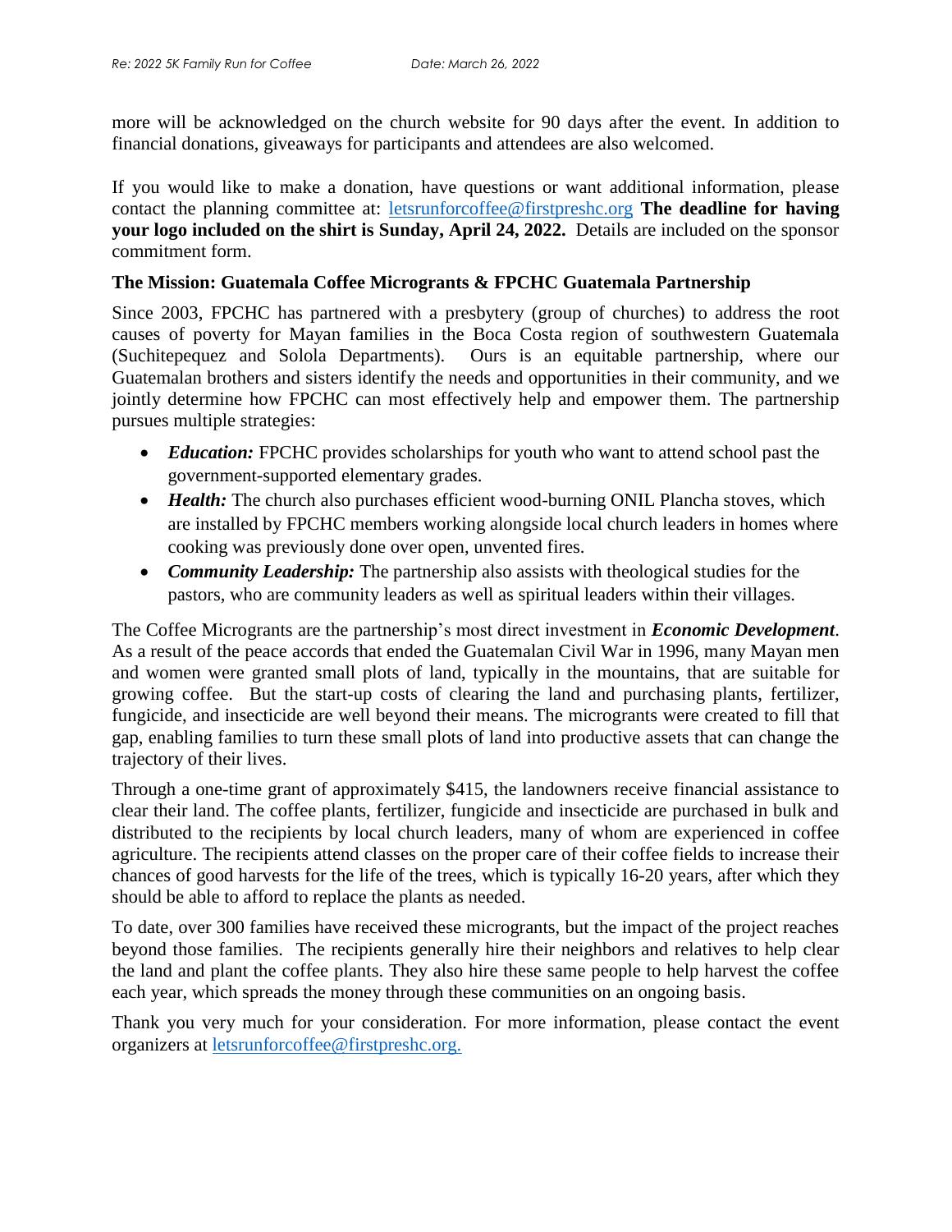more will be acknowledged on the church website for 90 days after the event. In addition to financial donations, giveaways for participants and attendees are also welcomed.

If you would like to make a donation, have questions or want additional information, please contact the planning committee at: letsrunforcoffee@firstpreshc.org **The deadline for having your logo included on the shirt is Sunday, April 24, 2022.** Details are included on the sponsor commitment form.

**The Mission: Guatemala Coffee Microgrants & FPCHC Guatemala Partnership**

Since 2003, FPCHC has partnered with a presbytery (group of churches) to address the root causes of poverty for Mayan families in the Boca Costa region of southwestern Guatemala (Suchitepequez and Solola Departments). Ours is an equitable partnership, where our Guatemalan brothers and sisters identify the needs and opportunities in their community, and we jointly determine how FPCHC can most effectively help and empower them. The partnership pursues multiple strategies:

- ***Education:*** FPCHC provides scholarships for youth who want to attend school past the government-supported elementary grades.
- ***Health:*** The church also purchases efficient wood-burning ONIL Plancha stoves, which are installed by FPCHC members working alongside local church leaders in homes where cooking was previously done over open, unvented fires.
- ***Community Leadership:*** The partnership also assists with theological studies for the pastors, who are community leaders as well as spiritual leaders within their villages.

The Coffee Microgrants are the partnership's most direct investment in ***Economic Development***. As a result of the peace accords that ended the Guatemalan Civil War in 1996, many Mayan men and women were granted small plots of land, typically in the mountains, that are suitable for growing coffee. But the start-up costs of clearing the land and purchasing plants, fertilizer, fungicide, and insecticide are well beyond their means. The microgrants were created to fill that gap, enabling families to turn these small plots of land into productive assets that can change the trajectory of their lives.

Through a one-time grant of approximately $415, the landowners receive financial assistance to clear their land. The coffee plants, fertilizer, fungicide and insecticide are purchased in bulk and distributed to the recipients by local church leaders, many of whom are experienced in coffee agriculture. The recipients attend classes on the proper care of their coffee fields to increase their chances of good harvests for the life of the trees, which is typically 16-20 years, after which they should be able to afford to replace the plants as needed.

To date, over 300 families have received these microgrants, but the impact of the project reaches beyond those families. The recipients generally hire their neighbors and relatives to help clear the land and plant the coffee plants. They also hire these same people to help harvest the coffee each year, which spreads the money through these communities on an ongoing basis.

Thank you very much for your consideration. For more information, please contact the event organizers at letsrunforcoffee@firstpreshc.org.